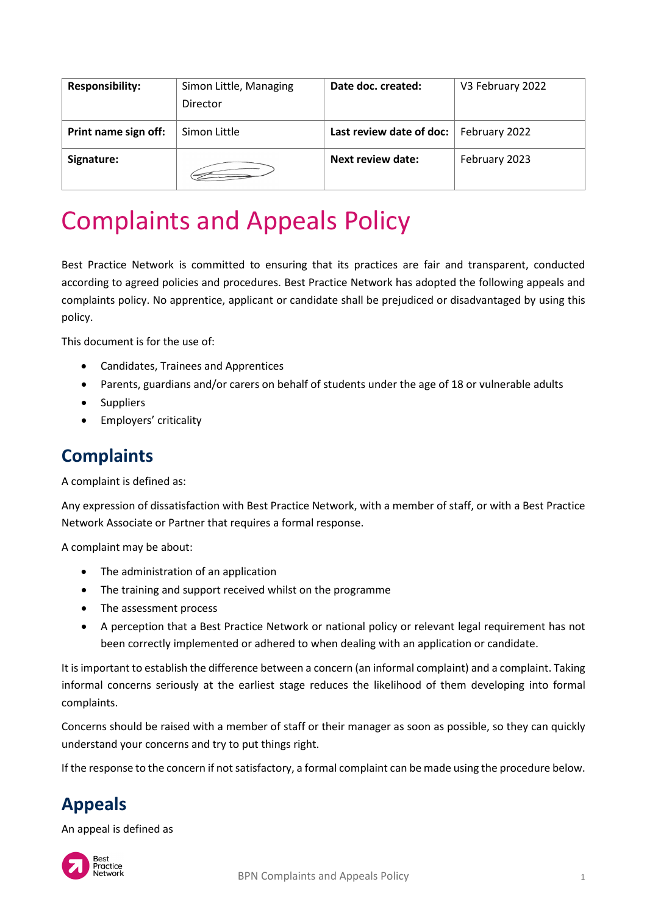| Responsibility: | Simon Little, Managing Director | Date doc. created: | V3 February 2022 |
|---|---|---|---|
| Print name sign off: | Simon Little | Last review date of doc: | February 2022 |
| Signature: | | Next review date: | February 2023 |

# Complaints and Appeals Policy

Best Practice Network is committed to ensuring that its practices are fair and transparent, conducted according to agreed policies and procedures. Best Practice Network has adopted the following appeals and complaints policy. No apprentice, applicant or candidate shall be prejudiced or disadvantaged by using this policy.

This document is for the use of:

- Candidates, Trainees and Apprentices
- Parents, guardians and/or carers on behalf of students under the age of 18 or vulnerable adults
- Suppliers
- Employers' criticality

## Complaints

A complaint is defined as:

Any expression of dissatisfaction with Best Practice Network, with a member of staff, or with a Best Practice Network Associate or Partner that requires a formal response.

A complaint may be about:

- The administration of an application
- The training and support received whilst on the programme
- The assessment process
- A perception that a Best Practice Network or national policy or relevant legal requirement has not been correctly implemented or adhered to when dealing with an application or candidate.

It is important to establish the difference between a concern (an informal complaint) and a complaint. Taking informal concerns seriously at the earliest stage reduces the likelihood of them developing into formal complaints.

Concerns should be raised with a member of staff or their manager as soon as possible, so they can quickly understand your concerns and try to put things right.

If the response to the concern if not satisfactory, a formal complaint can be made using the procedure below.

## Appeals

An appeal is defined as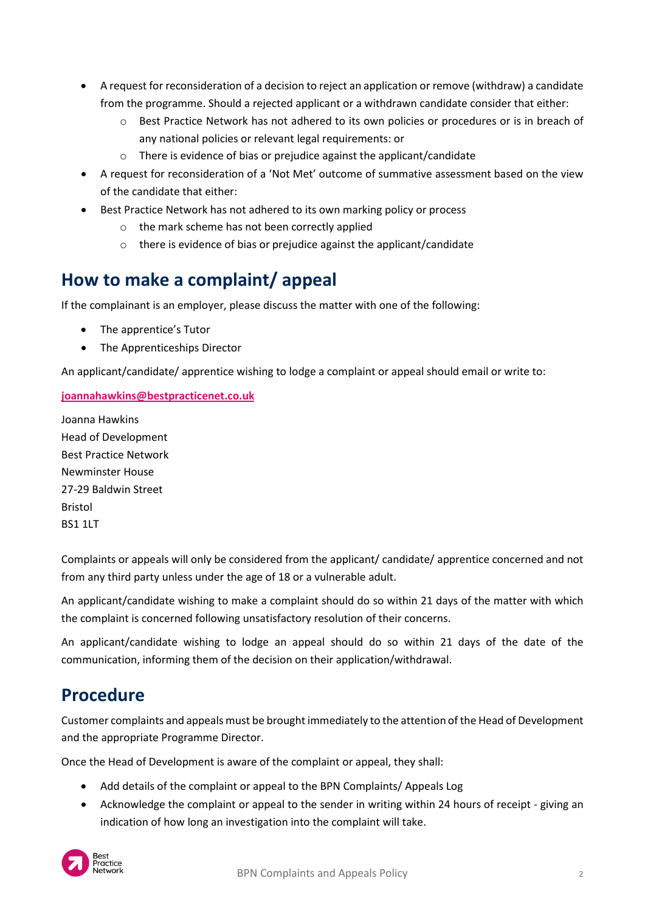- A request for reconsideration of a decision to reject an application or remove (withdraw) a candidate from the programme. Should a rejected applicant or a withdrawn candidate consider that either:
  - Best Practice Network has not adhered to its own policies or procedures or is in breach of any national policies or relevant legal requirements: or
  - There is evidence of bias or prejudice against the applicant/candidate
- A request for reconsideration of a 'Not Met' outcome of summative assessment based on the view of the candidate that either:
- Best Practice Network has not adhered to its own marking policy or process
  - the mark scheme has not been correctly applied
  - there is evidence of bias or prejudice against the applicant/candidate

## How to make a complaint/ appeal

If the complainant is an employer, please discuss the matter with one of the following:

- The apprentice's Tutor
- The Apprenticeships Director

An applicant/candidate/ apprentice wishing to lodge a complaint or appeal should email or write to:

**joannahawkins@bestpracticenet.co.uk**

Joanna Hawkins
Head of Development
Best Practice Network
Newminster House
27-29 Baldwin Street
Bristol
BS1 1LT

Complaints or appeals will only be considered from the applicant/ candidate/ apprentice concerned and not from any third party unless under the age of 18 or a vulnerable adult.

An applicant/candidate wishing to make a complaint should do so within 21 days of the matter with which the complaint is concerned following unsatisfactory resolution of their concerns.

An applicant/candidate wishing to lodge an appeal should do so within 21 days of the date of the communication, informing them of the decision on their application/withdrawal.

## Procedure

Customer complaints and appeals must be brought immediately to the attention of the Head of Development and the appropriate Programme Director.

Once the Head of Development is aware of the complaint or appeal, they shall:

- Add details of the complaint or appeal to the BPN Complaints/ Appeals Log
- Acknowledge the complaint or appeal to the sender in writing within 24 hours of receipt - giving an indication of how long an investigation into the complaint will take.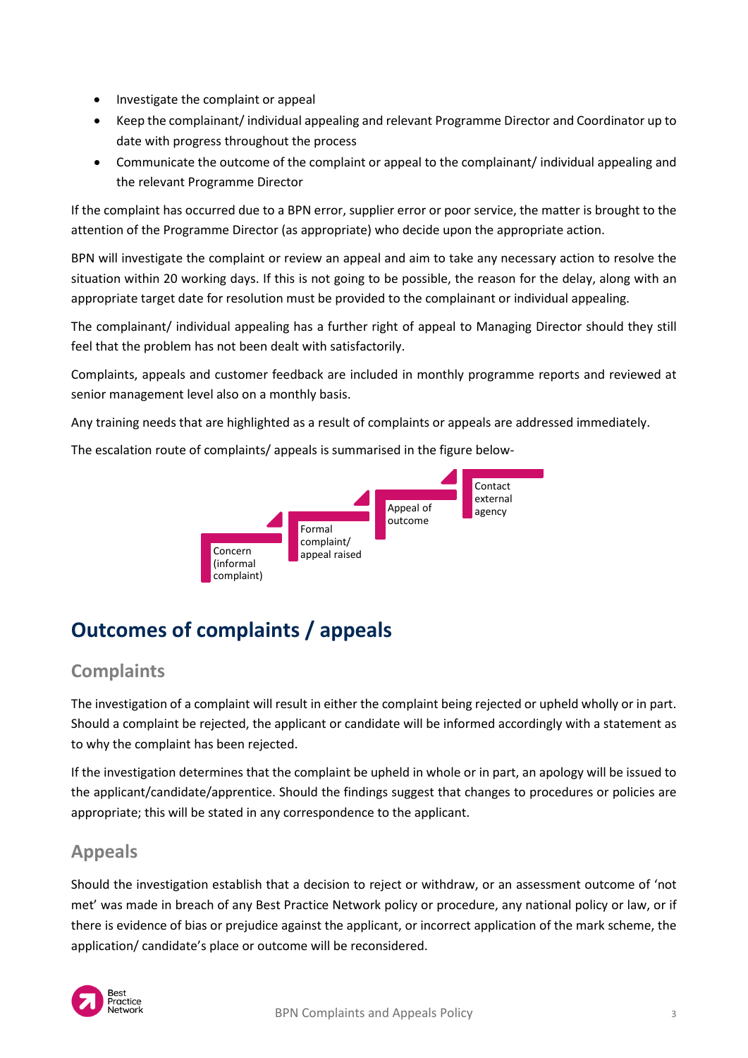- Investigate the complaint or appeal
- Keep the complainant/ individual appealing and relevant Programme Director and Coordinator up to date with progress throughout the process
- Communicate the outcome of the complaint or appeal to the complainant/ individual appealing and the relevant Programme Director

If the complaint has occurred due to a BPN error, supplier error or poor service, the matter is brought to the attention of the Programme Director (as appropriate) who decide upon the appropriate action.

BPN will investigate the complaint or review an appeal and aim to take any necessary action to resolve the situation within 20 working days. If this is not going to be possible, the reason for the delay, along with an appropriate target date for resolution must be provided to the complainant or individual appealing.

The complainant/ individual appealing has a further right of appeal to Managing Director should they still feel that the problem has not been dealt with satisfactorily.

Complaints, appeals and customer feedback are included in monthly programme reports and reviewed at senior management level also on a monthly basis.

Any training needs that are highlighted as a result of complaints or appeals are addressed immediately.

The escalation route of complaints/ appeals is summarised in the figure below-

Concern (informal complaint) → Formal complaint/ appeal raised → Appeal of outcome → Contact external agency

## Outcomes of complaints / appeals

### Complaints

The investigation of a complaint will result in either the complaint being rejected or upheld wholly or in part. Should a complaint be rejected, the applicant or candidate will be informed accordingly with a statement as to why the complaint has been rejected.

If the investigation determines that the complaint be upheld in whole or in part, an apology will be issued to the applicant/candidate/apprentice. Should the findings suggest that changes to procedures or policies are appropriate; this will be stated in any correspondence to the applicant.

### Appeals

Should the investigation establish that a decision to reject or withdraw, or an assessment outcome of 'not met' was made in breach of any Best Practice Network policy or procedure, any national policy or law, or if there is evidence of bias or prejudice against the applicant, or incorrect application of the mark scheme, the application/ candidate's place or outcome will be reconsidered.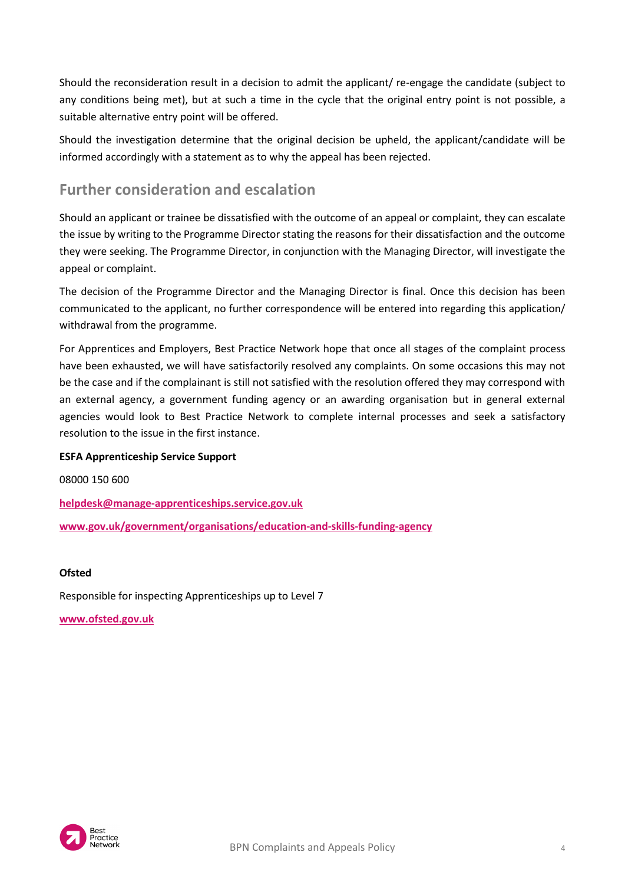Should the reconsideration result in a decision to admit the applicant/ re-engage the candidate (subject to any conditions being met), but at such a time in the cycle that the original entry point is not possible, a suitable alternative entry point will be offered.

Should the investigation determine that the original decision be upheld, the applicant/candidate will be informed accordingly with a statement as to why the appeal has been rejected.

## Further consideration and escalation

Should an applicant or trainee be dissatisfied with the outcome of an appeal or complaint, they can escalate the issue by writing to the Programme Director stating the reasons for their dissatisfaction and the outcome they were seeking. The Programme Director, in conjunction with the Managing Director, will investigate the appeal or complaint.

The decision of the Programme Director and the Managing Director is final. Once this decision has been communicated to the applicant, no further correspondence will be entered into regarding this application/ withdrawal from the programme.

For Apprentices and Employers, Best Practice Network hope that once all stages of the complaint process have been exhausted, we will have satisfactorily resolved any complaints. On some occasions this may not be the case and if the complainant is still not satisfied with the resolution offered they may correspond with an external agency, a government funding agency or an awarding organisation but in general external agencies would look to Best Practice Network to complete internal processes and seek a satisfactory resolution to the issue in the first instance.

**ESFA Apprenticeship Service Support**

08000 150 600

**helpdesk@manage-apprenticeships.service.gov.uk**

**www.gov.uk/government/organisations/education-and-skills-funding-agency**

**Ofsted**

Responsible for inspecting Apprenticeships up to Level 7

**www.ofsted.gov.uk**